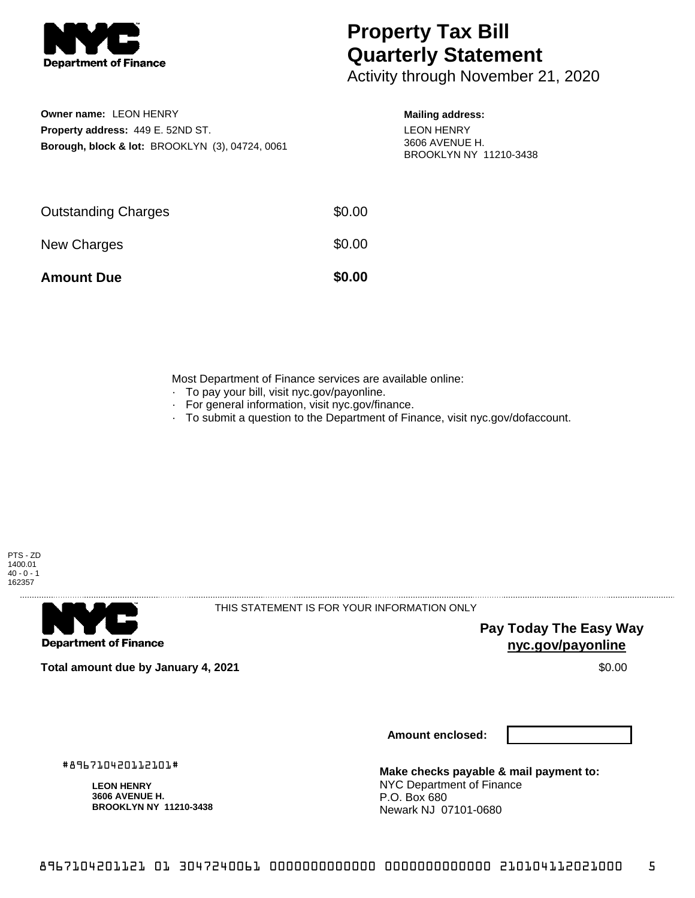# Property Tax Bill Quarterly Statement

Activity through November 21, 2020

**Owner name:** LEON HENRY
**Property address:** 449 E. 52ND ST.
**Borough, block & lot:** BROOKLYN (3), 04724, 0061

**Mailing address:**
LEON HENRY
3606 AVENUE H.
BROOKLYN NY 11210-3438

| | |
|---|---|
| Outstanding Charges | $0.00 |
| New Charges | $0.00 |
| **Amount Due** | **$0.00** |

Most Department of Finance services are available online:

- To pay your bill, visit nyc.gov/payonline.
- For general information, visit nyc.gov/finance.
- To submit a question to the Department of Finance, visit nyc.gov/dofaccount.

PTS - ZD
1400.01
40 - 0 - 1
162357

THIS STATEMENT IS FOR YOUR INFORMATION ONLY

**Pay Today The Easy Way**
**nyc.gov/payonline**

**Total amount due by January 4, 2021** $0.00

**Amount enclosed:**

#896710420112101#

**LEON HENRY**
**3606 AVENUE H.**
**BROOKLYN NY 11210-3438**

**Make checks payable & mail payment to:**
NYC Department of Finance
P.O. Box 680
Newark NJ 07101-0680

8967104201121 01 3047240061 0000000000000 0000000000000 210104112021000 5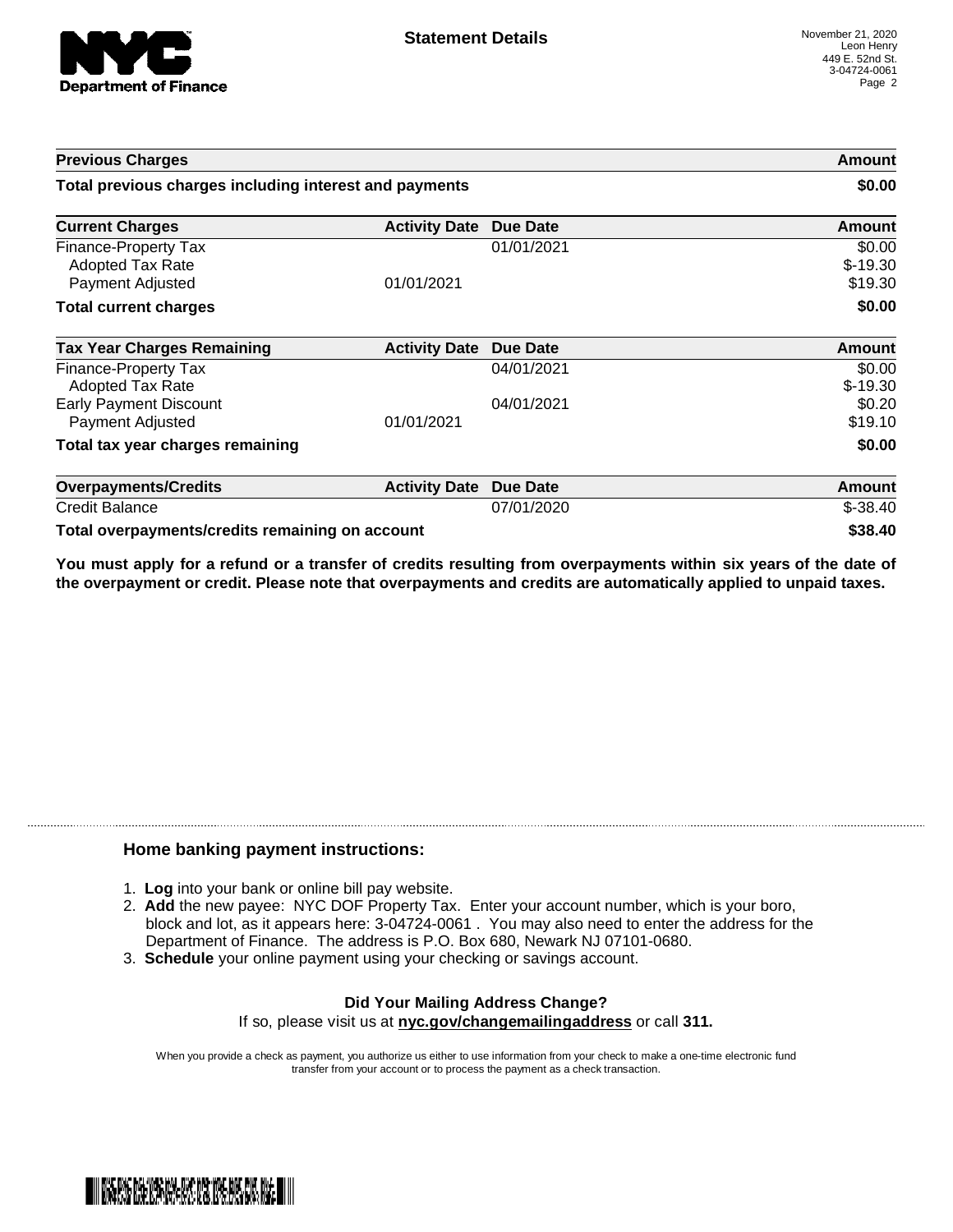## Statement Details

November 21, 2020
Leon Henry
449 E. 52nd St.
3-04724-0061

| Previous Charges | | | Amount |
|---|---|---|---|
| **Total previous charges including interest and payments** | | | **$0.00** |

| Current Charges | Activity Date | Due Date | Amount |
|---|---|---|---|
| Finance-Property Tax | | 01/01/2021 | $0.00 |
| Adopted Tax Rate | | | $-19.30 |
| Payment Adjusted | 01/01/2021 | | $19.30 |
| **Total current charges** | | | **$0.00** |

| Tax Year Charges Remaining | Activity Date | Due Date | Amount |
|---|---|---|---|
| Finance-Property Tax | | 04/01/2021 | $0.00 |
| Adopted Tax Rate | | | $-19.30 |
| Early Payment Discount | | 04/01/2021 | $0.20 |
| Payment Adjusted | 01/01/2021 | | $19.10 |
| **Total tax year charges remaining** | | | **$0.00** |

| Overpayments/Credits | Activity Date | Due Date | Amount |
|---|---|---|---|
| Credit Balance | | 07/01/2020 | $-38.40 |
| **Total overpayments/credits remaining on account** | | | **$38.40** |

**You must apply for a refund or a transfer of credits resulting from overpayments within six years of the date of the overpayment or credit. Please note that overpayments and credits are automatically applied to unpaid taxes.**

### Home banking payment instructions:

1. **Log** into your bank or online bill pay website.
2. **Add** the new payee: NYC DOF Property Tax. Enter your account number, which is your boro, block and lot, as it appears here: 3-04724-0061 . You may also need to enter the address for the Department of Finance. The address is P.O. Box 680, Newark NJ 07101-0680.
3. **Schedule** your online payment using your checking or savings account.

**Did Your Mailing Address Change?**
If so, please visit us at **nyc.gov/changemailingaddress** or call **311.**

When you provide a check as payment, you authorize us either to use information from your check to make a one-time electronic fund transfer from your account or to process the payment as a check transaction.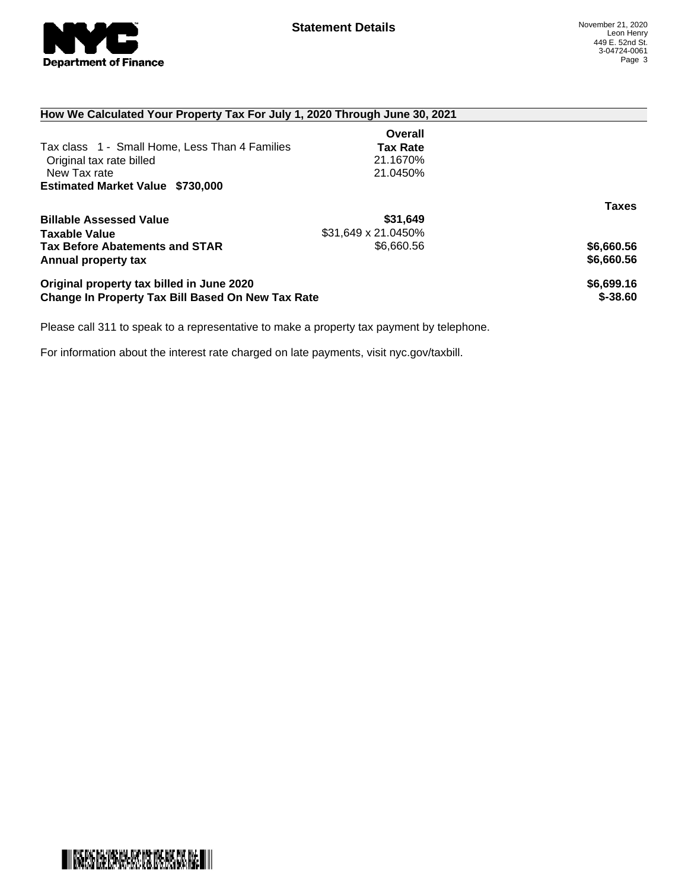NYC Department of Finance

**Statement Details**

November 21, 2020
Leon Henry
449 E. 52nd St.
3-04724-0061

## How We Calculated Your Property Tax For July 1, 2020 Through June 30, 2021

| | Overall Tax Rate | |
|---|---|---|
| Tax class 1 - Small Home, Less Than 4 Families | | |
| Original tax rate billed | 21.1670% | |
| New Tax rate | 21.0450% | |
| **Estimated Market Value $730,000** | | |
| | | **Taxes** |
| **Billable Assessed Value** | **$31,649** | |
| **Taxable Value** | $31,649 x 21.0450% | |
| **Tax Before Abatements and STAR** | $6,660.56 | **$6,660.56** |
| **Annual property tax** | | **$6,660.56** |
| **Original property tax billed in June 2020** | | **$6,699.16** |
| **Change In Property Tax Bill Based On New Tax Rate** | | **$-38.60** |

Please call 311 to speak to a representative to make a property tax payment by telephone.

For information about the interest rate charged on late payments, visit nyc.gov/taxbill.